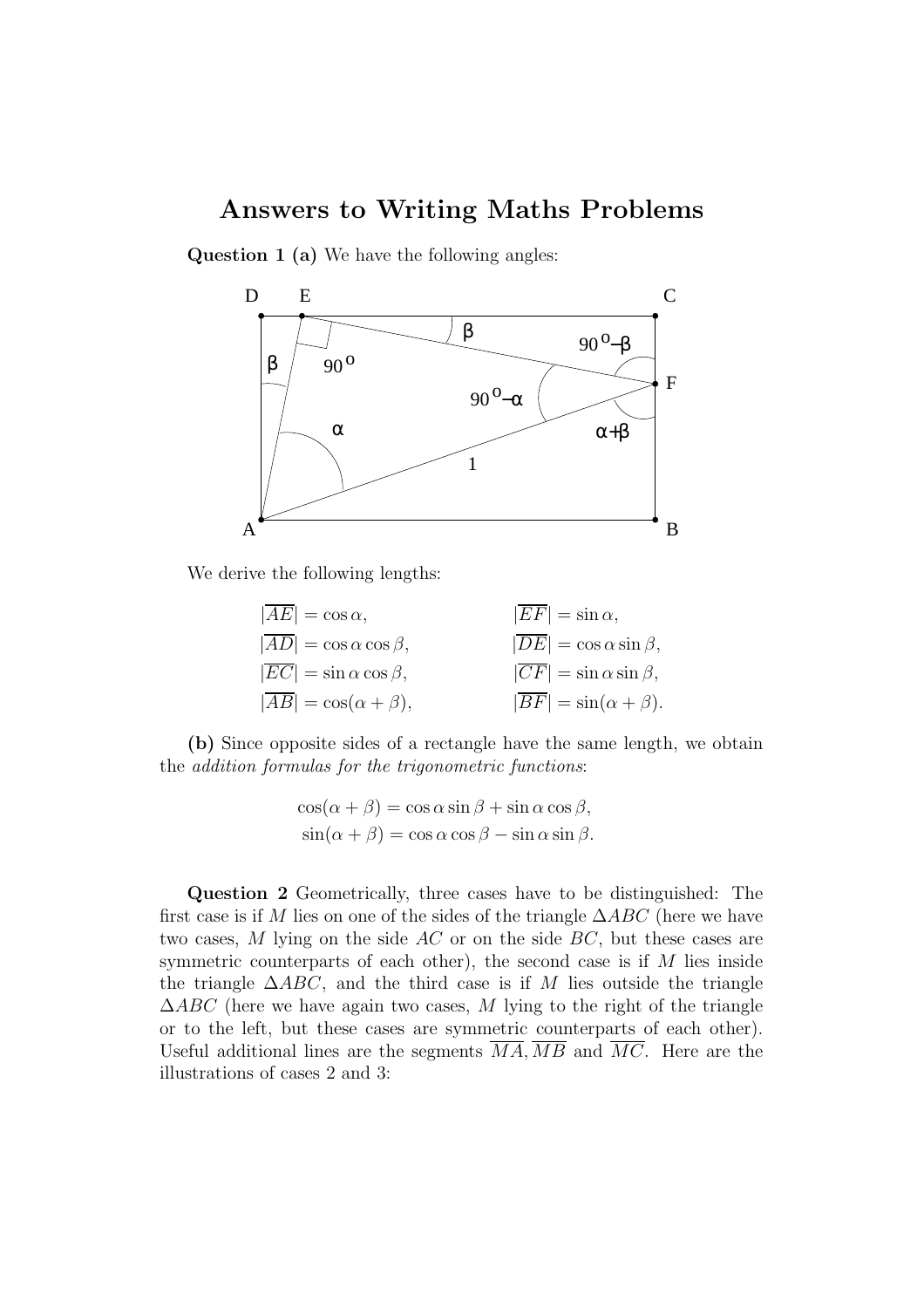# Answers to Writing Maths Problems

**Question 1 (a)** We have the following angles:

We derive the following lengths:

$$
\begin{aligned}
|\overline{AE}| &= \cos\alpha, & |\overline{EF}| &= \sin\alpha, \\
|\overline{AD}| &= \cos\alpha\cos\beta, & |\overline{DE}| &= \cos\alpha\sin\beta, \\
|\overline{EC}| &= \sin\alpha\cos\beta, & |\overline{CF}| &= \sin\alpha\sin\beta, \\
|\overline{AB}| &= \cos(\alpha+\beta), & |\overline{BF}| &= \sin(\alpha+\beta).
\end{aligned}
$$

**(b)** Since opposite sides of a rectangle have the same length, we obtain the *addition formulas for the trigonometric functions*:

$$
\begin{aligned}
\cos(\alpha+\beta) &= \cos\alpha\sin\beta + \sin\alpha\cos\beta, \\
\sin(\alpha+\beta) &= \cos\alpha\cos\beta - \sin\alpha\sin\beta.
\end{aligned}
$$

**Question 2** Geometrically, three cases have to be distinguished: The first case is if $M$ lies on one of the sides of the triangle $\Delta ABC$ (here we have two cases, $M$ lying on the side $AC$ or on the side $BC$, but these cases are symmetric counterparts of each other), the second case is if $M$ lies inside the triangle $\Delta ABC$, and the third case is if $M$ lies outside the triangle $\Delta ABC$ (here we have again two cases, $M$ lying to the right of the triangle or to the left, but these cases are symmetric counterparts of each other). Useful additional lines are the segments $\overline{MA}$, $\overline{MB}$ and $\overline{MC}$. Here are the illustrations of cases 2 and 3: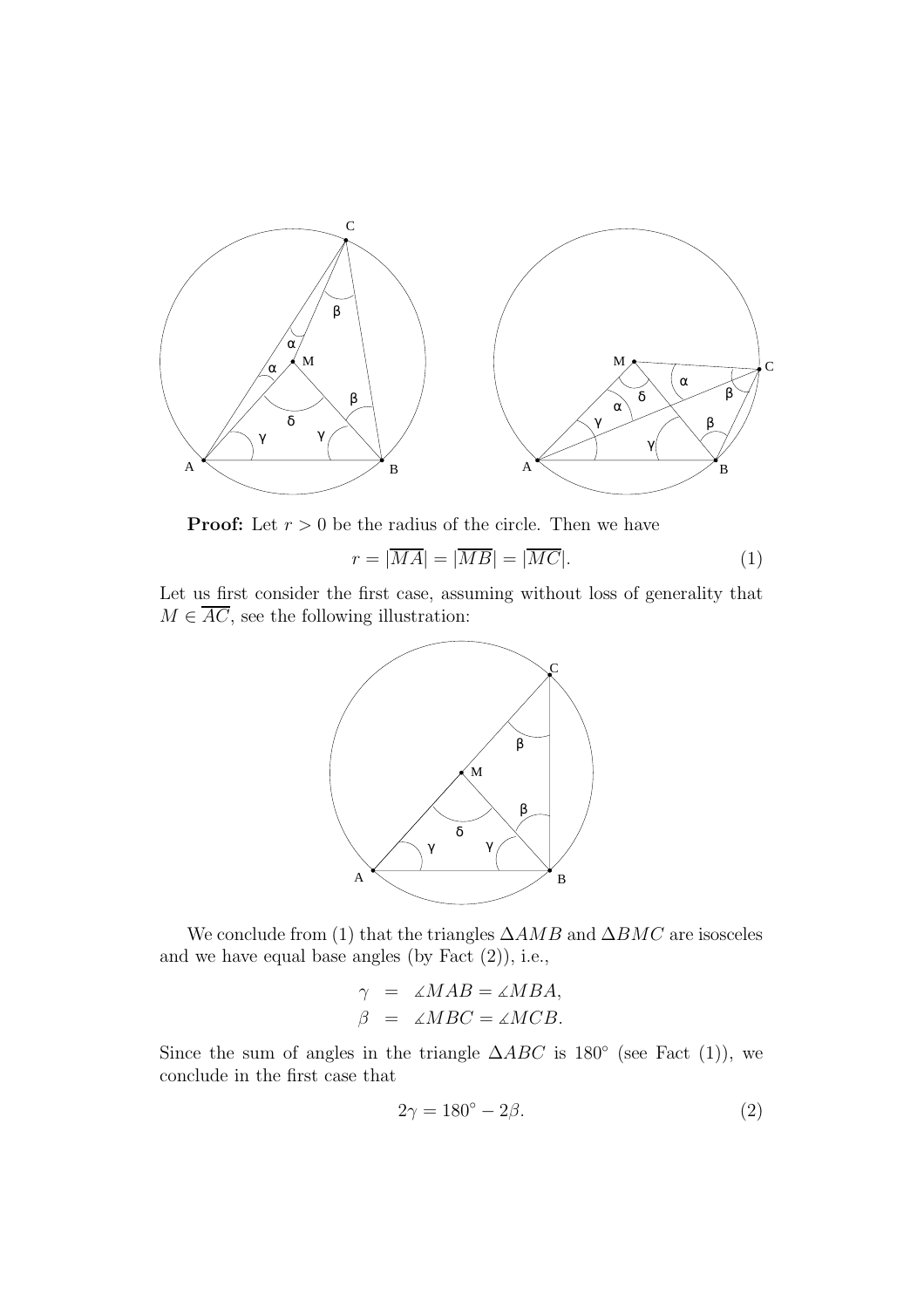**Proof:** Let $r > 0$ be the radius of the circle. Then we have

$$r = |\overline{MA}| = |\overline{MB}| = |\overline{MC}|. \tag{1}$$

Let us first consider the first case, assuming without loss of generality that $M \in \overline{AC}$, see the following illustration:

We conclude from (1) that the triangles $\Delta AMB$ and $\Delta BMC$ are isosceles and we have equal base angles (by Fact (2)), i.e.,

$$\begin{aligned} \gamma &= \measuredangle MAB = \measuredangle MBA, \\ \beta &= \measuredangle MBC = \measuredangle MCB. \end{aligned}$$

Since the sum of angles in the triangle $\Delta ABC$ is $180°$ (see Fact (1)), we conclude in the first case that

$$2\gamma = 180° - 2\beta. \tag{2}$$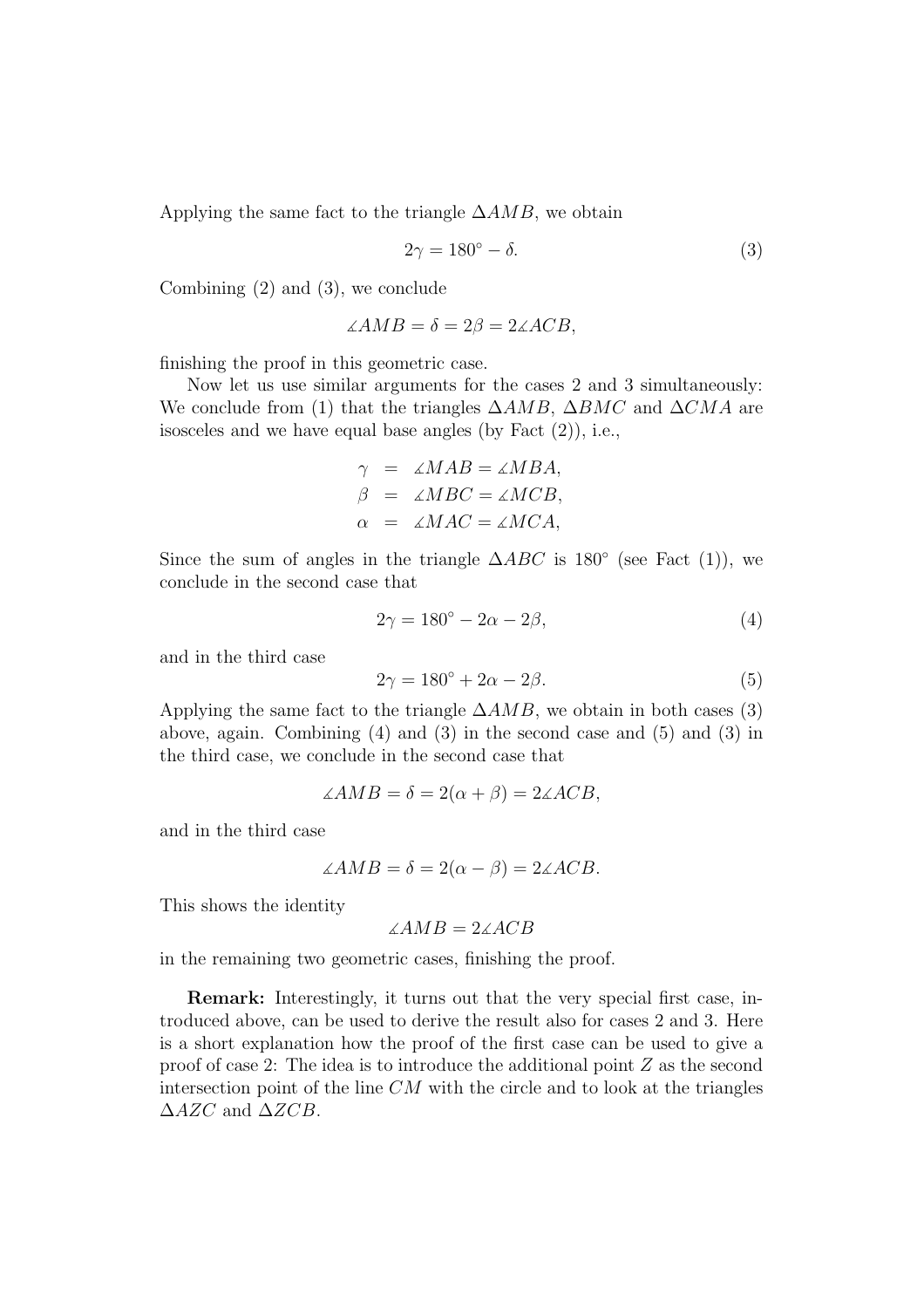Applying the same fact to the triangle $\Delta AMB$, we obtain

$$2\gamma = 180^\circ - \delta. \tag{3}$$

Combining (2) and (3), we conclude

$$\measuredangle AMB = \delta = 2\beta = 2\measuredangle ACB,$$

finishing the proof in this geometric case.

Now let us use similar arguments for the cases 2 and 3 simultaneously: We conclude from (1) that the triangles $\Delta AMB$, $\Delta BMC$ and $\Delta CMA$ are isosceles and we have equal base angles (by Fact (2)), i.e.,

$$\begin{aligned}
\gamma &= \measuredangle MAB = \measuredangle MBA, \\
\beta &= \measuredangle MBC = \measuredangle MCB, \\
\alpha &= \measuredangle MAC = \measuredangle MCA,
\end{aligned}$$

Since the sum of angles in the triangle $\Delta ABC$ is $180^\circ$ (see Fact (1)), we conclude in the second case that

$$2\gamma = 180^\circ - 2\alpha - 2\beta, \tag{4}$$

and in the third case

$$2\gamma = 180^\circ + 2\alpha - 2\beta. \tag{5}$$

Applying the same fact to the triangle $\Delta AMB$, we obtain in both cases (3) above, again. Combining (4) and (3) in the second case and (5) and (3) in the third case, we conclude in the second case that

$$\measuredangle AMB = \delta = 2(\alpha + \beta) = 2\measuredangle ACB,$$

and in the third case

$$\measuredangle AMB = \delta = 2(\alpha - \beta) = 2\measuredangle ACB.$$

This shows the identity

$$\measuredangle AMB = 2\measuredangle ACB$$

in the remaining two geometric cases, finishing the proof.

**Remark:** Interestingly, it turns out that the very special first case, introduced above, can be used to derive the result also for cases 2 and 3. Here is a short explanation how the proof of the first case can be used to give a proof of case 2: The idea is to introduce the additional point $Z$ as the second intersection point of the line $CM$ with the circle and to look at the triangles $\Delta AZC$ and $\Delta ZCB$.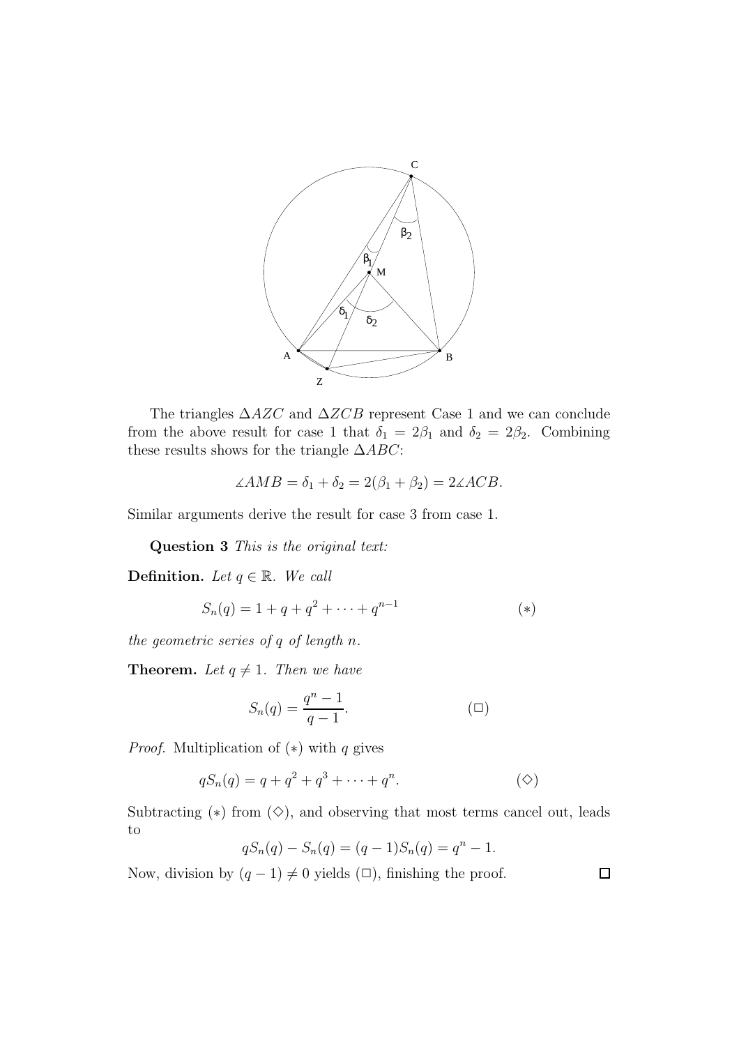The triangles $\Delta AZC$ and $\Delta ZCB$ represent Case 1 and we can conclude from the above result for case 1 that $\delta_1 = 2\beta_1$ and $\delta_2 = 2\beta_2$. Combining these results shows for the triangle $\Delta ABC$:

$$\measuredangle AMB = \delta_1 + \delta_2 = 2(\beta_1 + \beta_2) = 2\measuredangle ACB.$$

Similar arguments derive the result for case 3 from case 1.

**Question 3** *This is the original text:*

**Definition.** *Let $q \in \mathbb{R}$. We call*

$$S_n(q) = 1 + q + q^2 + \cdots + q^{n-1} \qquad (*)$$

*the geometric series of $q$ of length $n$.*

**Theorem.** *Let $q \neq 1$. Then we have*

$$S_n(q) = \frac{q^n - 1}{q - 1}. \qquad (\square)$$

*Proof.* Multiplication of $(*)$ with $q$ gives

$$qS_n(q) = q + q^2 + q^3 + \cdots + q^n. \qquad (\diamond)$$

Subtracting $(*)$ from $(\diamond)$, and observing that most terms cancel out, leads to

$$qS_n(q) - S_n(q) = (q-1)S_n(q) = q^n - 1.$$

Now, division by $(q-1) \neq 0$ yields $(\square)$, finishing the proof. $\square$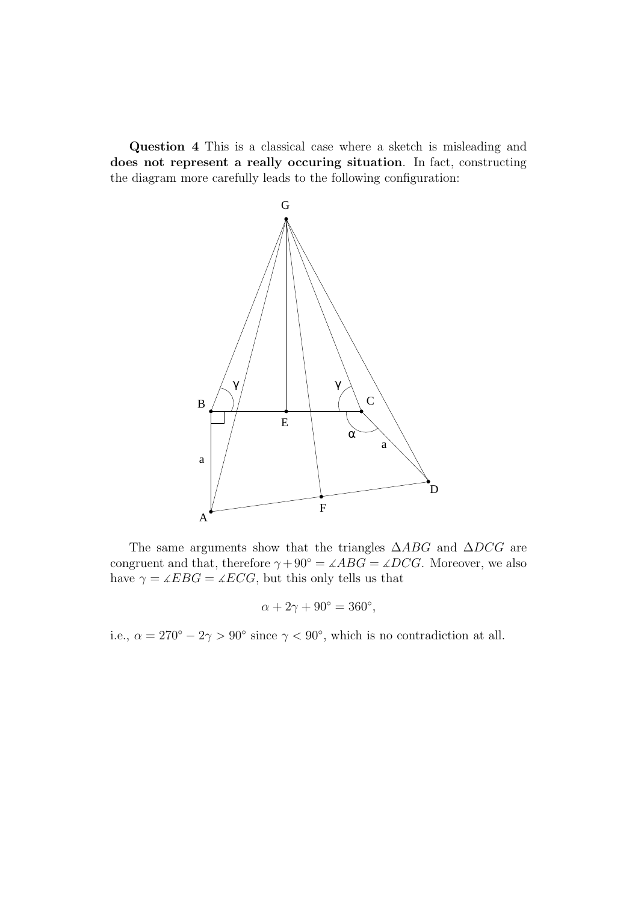**Question 4** This is a classical case where a sketch is misleading and **does not represent a really occuring situation**. In fact, constructing the diagram more carefully leads to the following configuration:

The same arguments show that the triangles $\Delta ABG$ and $\Delta DCG$ are congruent and that, therefore $\gamma + 90° = \measuredangle ABG = \measuredangle DCG$. Moreover, we also have $\gamma = \measuredangle EBG = \measuredangle ECG$, but this only tells us that

$$\alpha + 2\gamma + 90° = 360°,$$

i.e., $\alpha = 270° - 2\gamma > 90°$ since $\gamma < 90°$, which is no contradiction at all.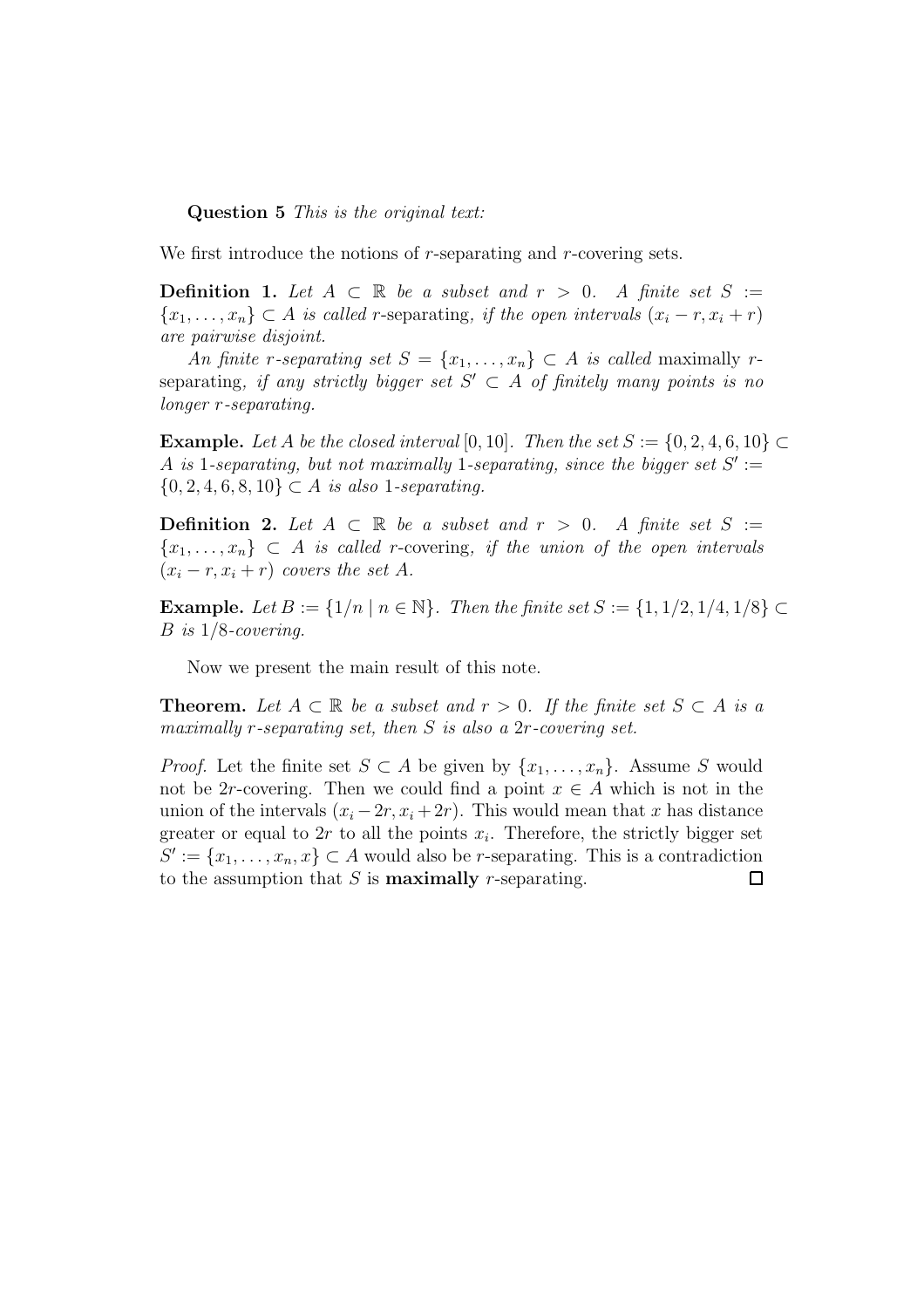**Question 5** *This is the original text:*

We first introduce the notions of $r$-separating and $r$-covering sets.

**Definition 1.** *Let $A \subset \mathbb{R}$ be a subset and $r > 0$. A finite set $S := \{x_1, \ldots, x_n\} \subset A$ is called* $r$-separating*, if the open intervals $(x_i - r, x_i + r)$ are pairwise disjoint.*

*An finite $r$-separating set $S = \{x_1, \ldots, x_n\} \subset A$ is called* maximally $r$-separating*, if any strictly bigger set $S' \subset A$ of finitely many points is no longer $r$-separating.*

**Example.** *Let $A$ be the closed interval $[0, 10]$. Then the set $S := \{0, 2, 4, 6, 10\} \subset A$ is 1-separating, but not maximally 1-separating, since the bigger set $S' := \{0, 2, 4, 6, 8, 10\} \subset A$ is also 1-separating.*

**Definition 2.** *Let $A \subset \mathbb{R}$ be a subset and $r > 0$. A finite set $S := \{x_1, \ldots, x_n\} \subset A$ is called* $r$-covering*, if the union of the open intervals $(x_i - r, x_i + r)$ covers the set $A$.*

**Example.** *Let $B := \{1/n \mid n \in \mathbb{N}\}$. Then the finite set $S := \{1, 1/2, 1/4, 1/8\} \subset B$ is $1/8$-covering.*

Now we present the main result of this note.

**Theorem.** *Let $A \subset \mathbb{R}$ be a subset and $r > 0$. If the finite set $S \subset A$ is a maximally $r$-separating set, then $S$ is also a $2r$-covering set.*

*Proof.* Let the finite set $S \subset A$ be given by $\{x_1, \ldots, x_n\}$. Assume $S$ would not be $2r$-covering. Then we could find a point $x \in A$ which is not in the union of the intervals $(x_i - 2r, x_i + 2r)$. This would mean that $x$ has distance greater or equal to $2r$ to all the points $x_i$. Therefore, the strictly bigger set $S' := \{x_1, \ldots, x_n, x\} \subset A$ would also be $r$-separating. This is a contradiction to the assumption that $S$ is **maximally** $r$-separating. □